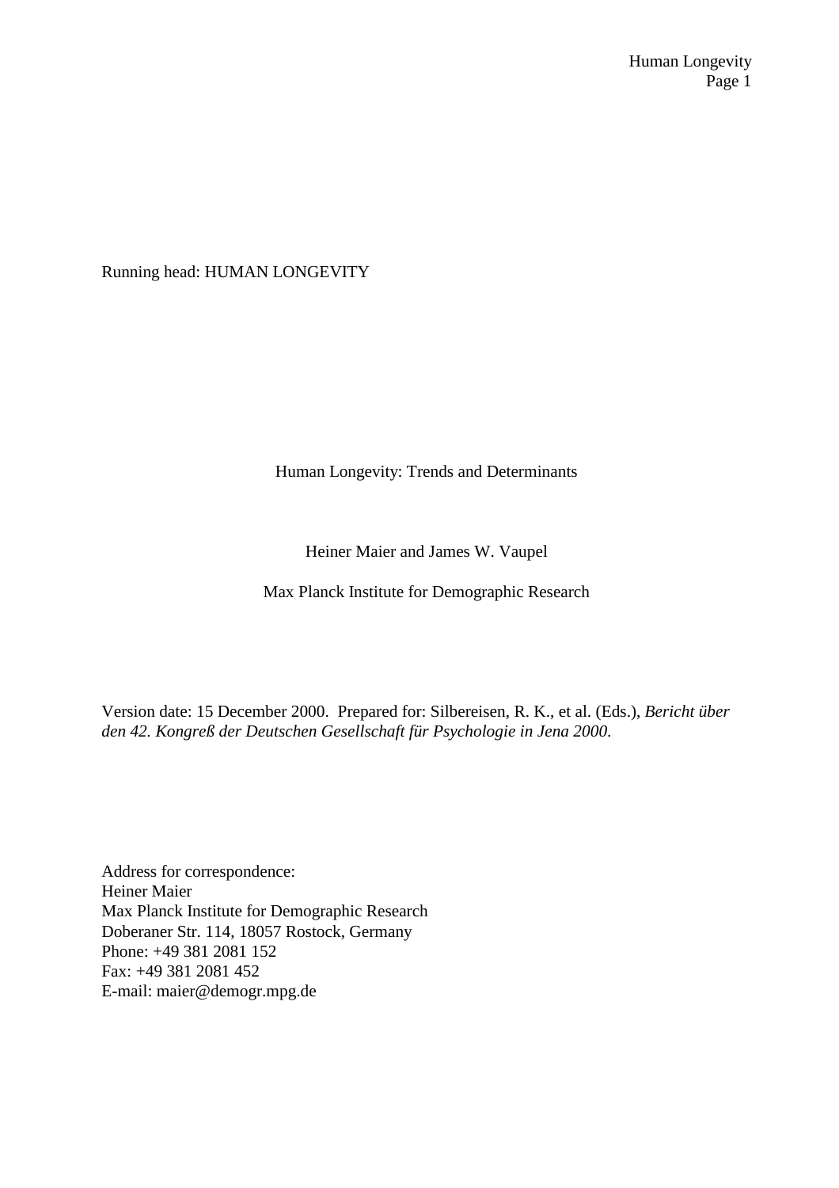Running head: HUMAN LONGEVITY

# Human Longevity: Trends and Determinants

Heiner Maier and James W. Vaupel

Max Planck Institute for Demographic Research

Version date: 15 December 2000. Prepared for: Silbereisen, R. K., et al. (Eds.), *Bericht über den 42. Kongreß der Deutschen Gesellschaft für Psychologie in Jena 2000*.

Address for correspondence:
Heiner Maier
Max Planck Institute for Demographic Research
Doberaner Str. 114, 18057 Rostock, Germany
Phone: +49 381 2081 152
Fax: +49 381 2081 452
E-mail: maier@demogr.mpg.de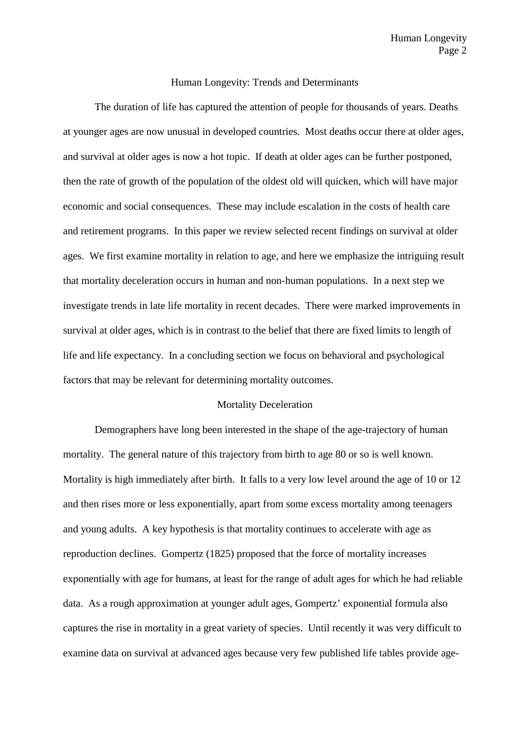# Human Longevity: Trends and Determinants

The duration of life has captured the attention of people for thousands of years. Deaths at younger ages are now unusual in developed countries. Most deaths occur there at older ages, and survival at older ages is now a hot topic. If death at older ages can be further postponed, then the rate of growth of the population of the oldest old will quicken, which will have major economic and social consequences. These may include escalation in the costs of health care and retirement programs. In this paper we review selected recent findings on survival at older ages. We first examine mortality in relation to age, and here we emphasize the intriguing result that mortality deceleration occurs in human and non-human populations. In a next step we investigate trends in late life mortality in recent decades. There were marked improvements in survival at older ages, which is in contrast to the belief that there are fixed limits to length of life and life expectancy. In a concluding section we focus on behavioral and psychological factors that may be relevant for determining mortality outcomes.

## Mortality Deceleration

Demographers have long been interested in the shape of the age-trajectory of human mortality. The general nature of this trajectory from birth to age 80 or so is well known. Mortality is high immediately after birth. It falls to a very low level around the age of 10 or 12 and then rises more or less exponentially, apart from some excess mortality among teenagers and young adults. A key hypothesis is that mortality continues to accelerate with age as reproduction declines. Gompertz (1825) proposed that the force of mortality increases exponentially with age for humans, at least for the range of adult ages for which he had reliable data. As a rough approximation at younger adult ages, Gompertz' exponential formula also captures the rise in mortality in a great variety of species. Until recently it was very difficult to examine data on survival at advanced ages because very few published life tables provide age-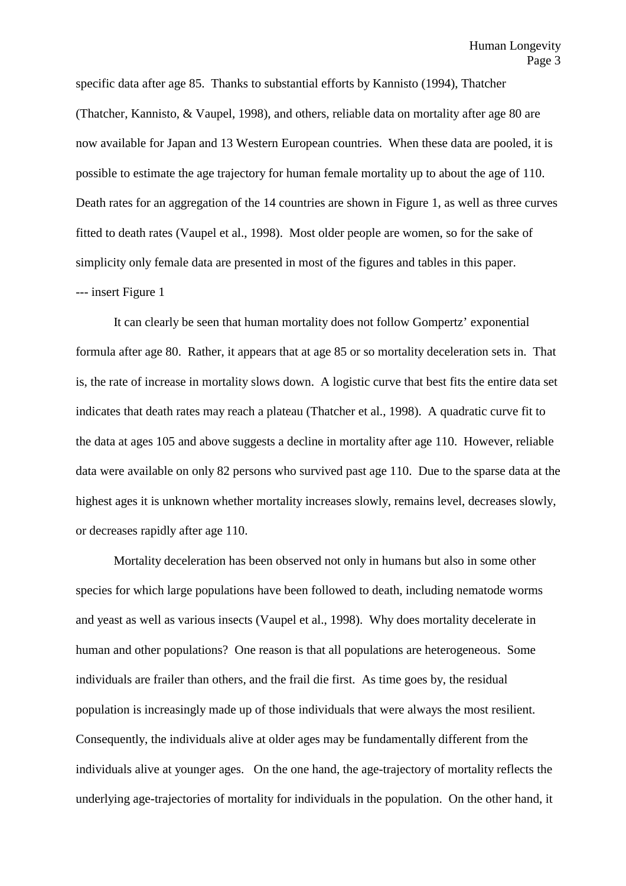specific data after age 85. Thanks to substantial efforts by Kannisto (1994), Thatcher (Thatcher, Kannisto, & Vaupel, 1998), and others, reliable data on mortality after age 80 are now available for Japan and 13 Western European countries. When these data are pooled, it is possible to estimate the age trajectory for human female mortality up to about the age of 110. Death rates for an aggregation of the 14 countries are shown in Figure 1, as well as three curves fitted to death rates (Vaupel et al., 1998). Most older people are women, so for the sake of simplicity only female data are presented in most of the figures and tables in this paper.

--- insert Figure 1

It can clearly be seen that human mortality does not follow Gompertz' exponential formula after age 80. Rather, it appears that at age 85 or so mortality deceleration sets in. That is, the rate of increase in mortality slows down. A logistic curve that best fits the entire data set indicates that death rates may reach a plateau (Thatcher et al., 1998). A quadratic curve fit to the data at ages 105 and above suggests a decline in mortality after age 110. However, reliable data were available on only 82 persons who survived past age 110. Due to the sparse data at the highest ages it is unknown whether mortality increases slowly, remains level, decreases slowly, or decreases rapidly after age 110.

Mortality deceleration has been observed not only in humans but also in some other species for which large populations have been followed to death, including nematode worms and yeast as well as various insects (Vaupel et al., 1998). Why does mortality decelerate in human and other populations? One reason is that all populations are heterogeneous. Some individuals are frailer than others, and the frail die first. As time goes by, the residual population is increasingly made up of those individuals that were always the most resilient. Consequently, the individuals alive at older ages may be fundamentally different from the individuals alive at younger ages. On the one hand, the age-trajectory of mortality reflects the underlying age-trajectories of mortality for individuals in the population. On the other hand, it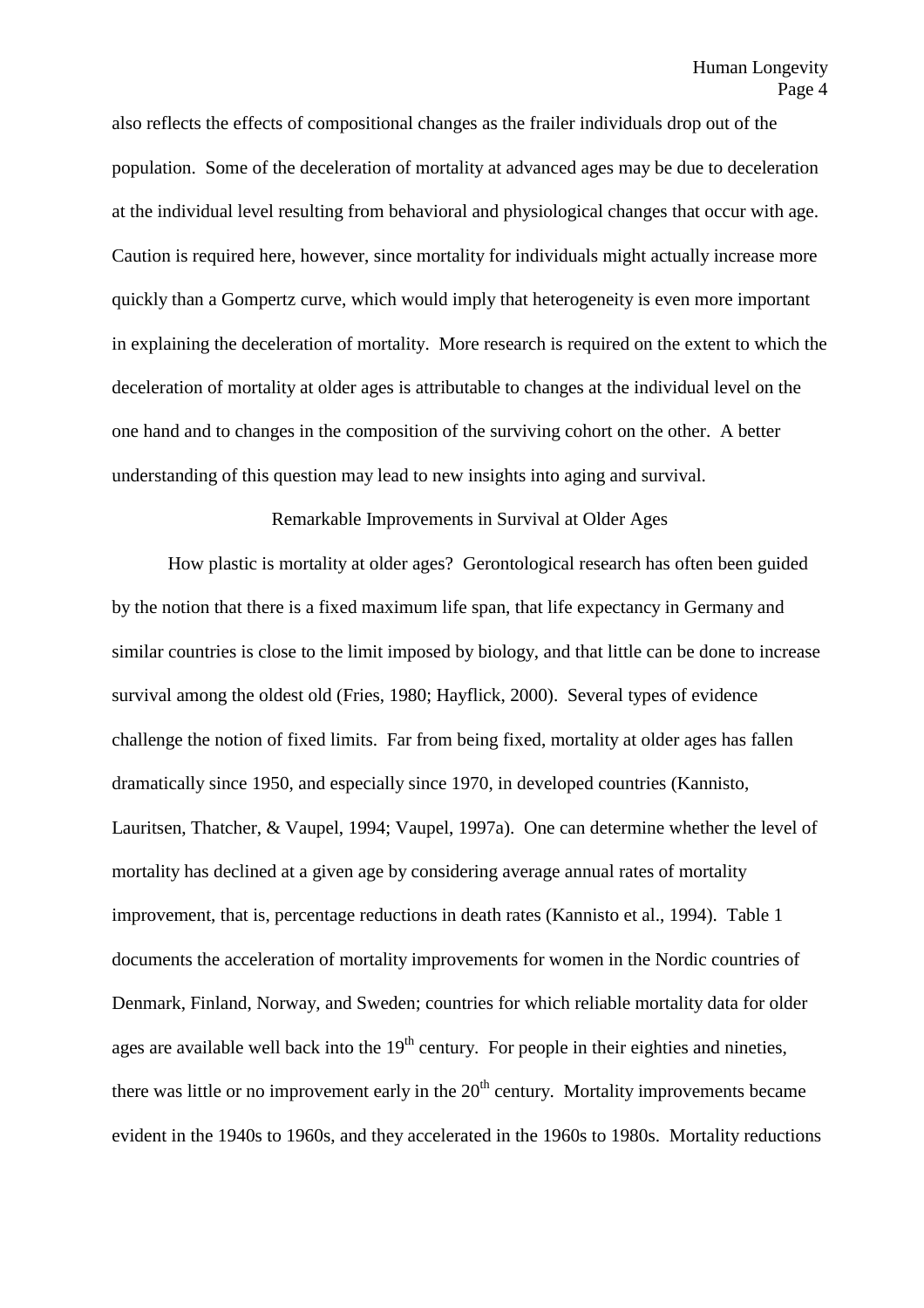also reflects the effects of compositional changes as the frailer individuals drop out of the population. Some of the deceleration of mortality at advanced ages may be due to deceleration at the individual level resulting from behavioral and physiological changes that occur with age. Caution is required here, however, since mortality for individuals might actually increase more quickly than a Gompertz curve, which would imply that heterogeneity is even more important in explaining the deceleration of mortality. More research is required on the extent to which the deceleration of mortality at older ages is attributable to changes at the individual level on the one hand and to changes in the composition of the surviving cohort on the other. A better understanding of this question may lead to new insights into aging and survival.

## Remarkable Improvements in Survival at Older Ages

How plastic is mortality at older ages? Gerontological research has often been guided by the notion that there is a fixed maximum life span, that life expectancy in Germany and similar countries is close to the limit imposed by biology, and that little can be done to increase survival among the oldest old (Fries, 1980; Hayflick, 2000). Several types of evidence challenge the notion of fixed limits. Far from being fixed, mortality at older ages has fallen dramatically since 1950, and especially since 1970, in developed countries (Kannisto, Lauritsen, Thatcher, & Vaupel, 1994; Vaupel, 1997a). One can determine whether the level of mortality has declined at a given age by considering average annual rates of mortality improvement, that is, percentage reductions in death rates (Kannisto et al., 1994). Table 1 documents the acceleration of mortality improvements for women in the Nordic countries of Denmark, Finland, Norway, and Sweden; countries for which reliable mortality data for older ages are available well back into the 19th century. For people in their eighties and nineties, there was little or no improvement early in the 20th century. Mortality improvements became evident in the 1940s to 1960s, and they accelerated in the 1960s to 1980s. Mortality reductions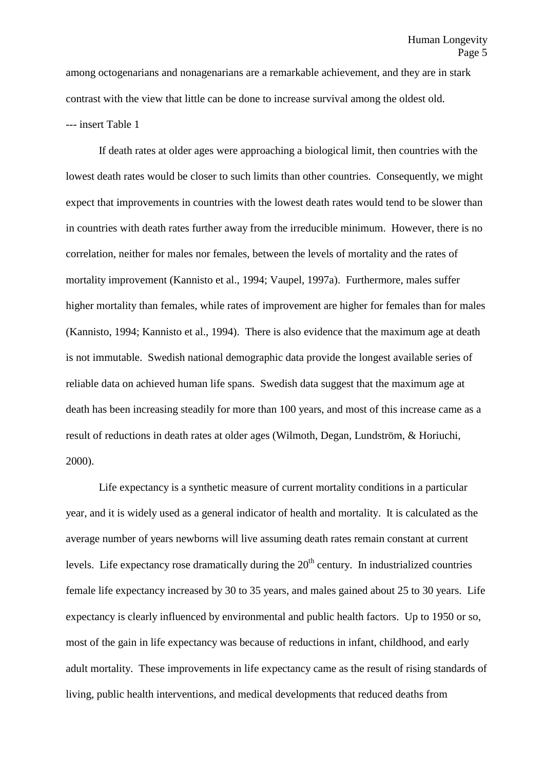among octogenarians and nonagenarians are a remarkable achievement, and they are in stark contrast with the view that little can be done to increase survival among the oldest old.

--- insert Table 1

If death rates at older ages were approaching a biological limit, then countries with the lowest death rates would be closer to such limits than other countries. Consequently, we might expect that improvements in countries with the lowest death rates would tend to be slower than in countries with death rates further away from the irreducible minimum. However, there is no correlation, neither for males nor females, between the levels of mortality and the rates of mortality improvement (Kannisto et al., 1994; Vaupel, 1997a). Furthermore, males suffer higher mortality than females, while rates of improvement are higher for females than for males (Kannisto, 1994; Kannisto et al., 1994). There is also evidence that the maximum age at death is not immutable. Swedish national demographic data provide the longest available series of reliable data on achieved human life spans. Swedish data suggest that the maximum age at death has been increasing steadily for more than 100 years, and most of this increase came as a result of reductions in death rates at older ages (Wilmoth, Degan, Lundström, & Horiuchi, 2000).

Life expectancy is a synthetic measure of current mortality conditions in a particular year, and it is widely used as a general indicator of health and mortality. It is calculated as the average number of years newborns will live assuming death rates remain constant at current levels. Life expectancy rose dramatically during the 20th century. In industrialized countries female life expectancy increased by 30 to 35 years, and males gained about 25 to 30 years. Life expectancy is clearly influenced by environmental and public health factors. Up to 1950 or so, most of the gain in life expectancy was because of reductions in infant, childhood, and early adult mortality. These improvements in life expectancy came as the result of rising standards of living, public health interventions, and medical developments that reduced deaths from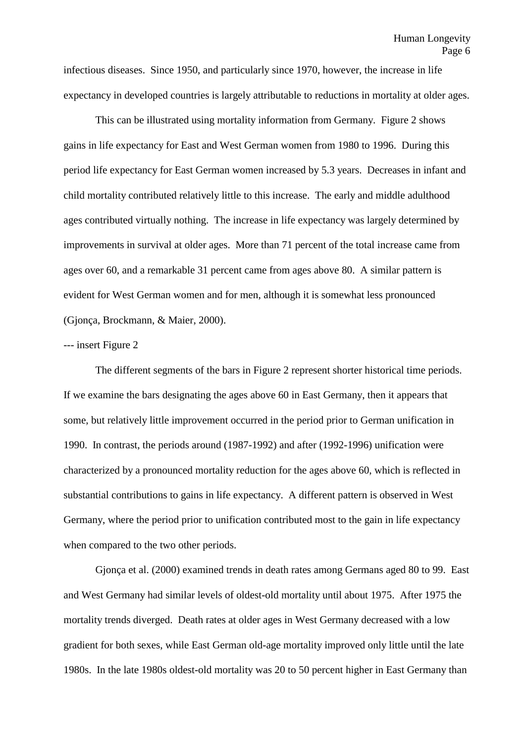infectious diseases. Since 1950, and particularly since 1970, however, the increase in life expectancy in developed countries is largely attributable to reductions in mortality at older ages.

This can be illustrated using mortality information from Germany. Figure 2 shows gains in life expectancy for East and West German women from 1980 to 1996. During this period life expectancy for East German women increased by 5.3 years. Decreases in infant and child mortality contributed relatively little to this increase. The early and middle adulthood ages contributed virtually nothing. The increase in life expectancy was largely determined by improvements in survival at older ages. More than 71 percent of the total increase came from ages over 60, and a remarkable 31 percent came from ages above 80. A similar pattern is evident for West German women and for men, although it is somewhat less pronounced (Gjonça, Brockmann, & Maier, 2000).

--- insert Figure 2

The different segments of the bars in Figure 2 represent shorter historical time periods. If we examine the bars designating the ages above 60 in East Germany, then it appears that some, but relatively little improvement occurred in the period prior to German unification in 1990. In contrast, the periods around (1987-1992) and after (1992-1996) unification were characterized by a pronounced mortality reduction for the ages above 60, which is reflected in substantial contributions to gains in life expectancy. A different pattern is observed in West Germany, where the period prior to unification contributed most to the gain in life expectancy when compared to the two other periods.

Gjonça et al. (2000) examined trends in death rates among Germans aged 80 to 99. East and West Germany had similar levels of oldest-old mortality until about 1975. After 1975 the mortality trends diverged. Death rates at older ages in West Germany decreased with a low gradient for both sexes, while East German old-age mortality improved only little until the late 1980s. In the late 1980s oldest-old mortality was 20 to 50 percent higher in East Germany than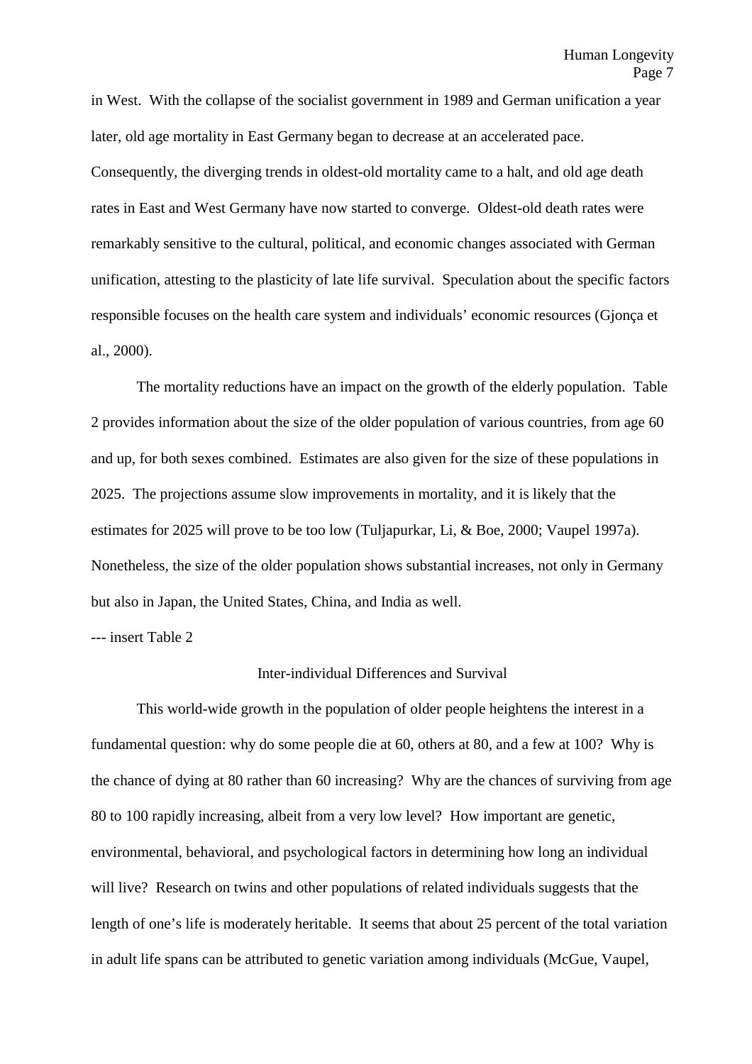in West. With the collapse of the socialist government in 1989 and German unification a year later, old age mortality in East Germany began to decrease at an accelerated pace. Consequently, the diverging trends in oldest-old mortality came to a halt, and old age death rates in East and West Germany have now started to converge. Oldest-old death rates were remarkably sensitive to the cultural, political, and economic changes associated with German unification, attesting to the plasticity of late life survival. Speculation about the specific factors responsible focuses on the health care system and individuals' economic resources (Gjonça et al., 2000).

The mortality reductions have an impact on the growth of the elderly population. Table 2 provides information about the size of the older population of various countries, from age 60 and up, for both sexes combined. Estimates are also given for the size of these populations in 2025. The projections assume slow improvements in mortality, and it is likely that the estimates for 2025 will prove to be too low (Tuljapurkar, Li, & Boe, 2000; Vaupel 1997a). Nonetheless, the size of the older population shows substantial increases, not only in Germany but also in Japan, the United States, China, and India as well.

--- insert Table 2

## Inter-individual Differences and Survival

This world-wide growth in the population of older people heightens the interest in a fundamental question: why do some people die at 60, others at 80, and a few at 100? Why is the chance of dying at 80 rather than 60 increasing? Why are the chances of surviving from age 80 to 100 rapidly increasing, albeit from a very low level? How important are genetic, environmental, behavioral, and psychological factors in determining how long an individual will live? Research on twins and other populations of related individuals suggests that the length of one's life is moderately heritable. It seems that about 25 percent of the total variation in adult life spans can be attributed to genetic variation among individuals (McGue, Vaupel,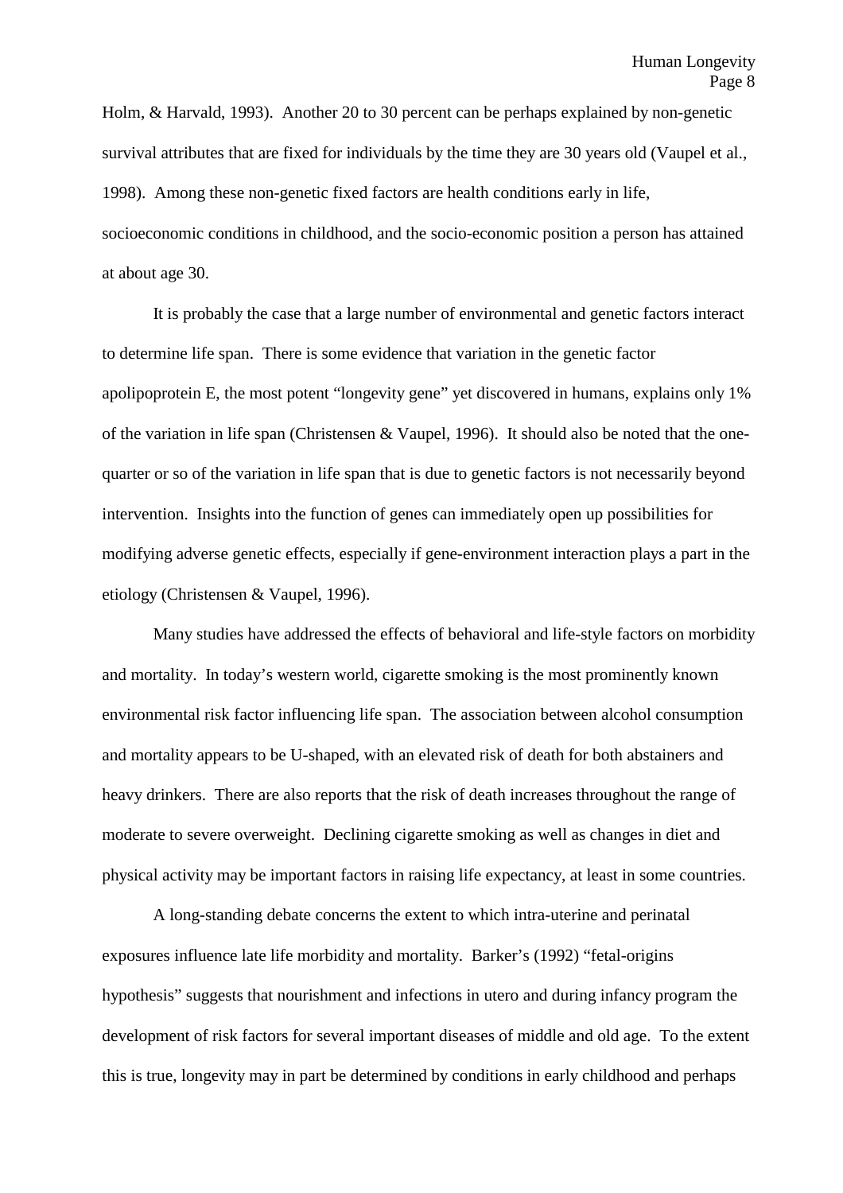Holm, & Harvald, 1993). Another 20 to 30 percent can be perhaps explained by non-genetic survival attributes that are fixed for individuals by the time they are 30 years old (Vaupel et al., 1998). Among these non-genetic fixed factors are health conditions early in life, socioeconomic conditions in childhood, and the socio-economic position a person has attained at about age 30.

It is probably the case that a large number of environmental and genetic factors interact to determine life span. There is some evidence that variation in the genetic factor apolipoprotein E, the most potent "longevity gene" yet discovered in humans, explains only 1% of the variation in life span (Christensen & Vaupel, 1996). It should also be noted that the one-quarter or so of the variation in life span that is due to genetic factors is not necessarily beyond intervention. Insights into the function of genes can immediately open up possibilities for modifying adverse genetic effects, especially if gene-environment interaction plays a part in the etiology (Christensen & Vaupel, 1996).

Many studies have addressed the effects of behavioral and life-style factors on morbidity and mortality. In today's western world, cigarette smoking is the most prominently known environmental risk factor influencing life span. The association between alcohol consumption and mortality appears to be U-shaped, with an elevated risk of death for both abstainers and heavy drinkers. There are also reports that the risk of death increases throughout the range of moderate to severe overweight. Declining cigarette smoking as well as changes in diet and physical activity may be important factors in raising life expectancy, at least in some countries.

A long-standing debate concerns the extent to which intra-uterine and perinatal exposures influence late life morbidity and mortality. Barker's (1992) "fetal-origins hypothesis" suggests that nourishment and infections in utero and during infancy program the development of risk factors for several important diseases of middle and old age. To the extent this is true, longevity may in part be determined by conditions in early childhood and perhaps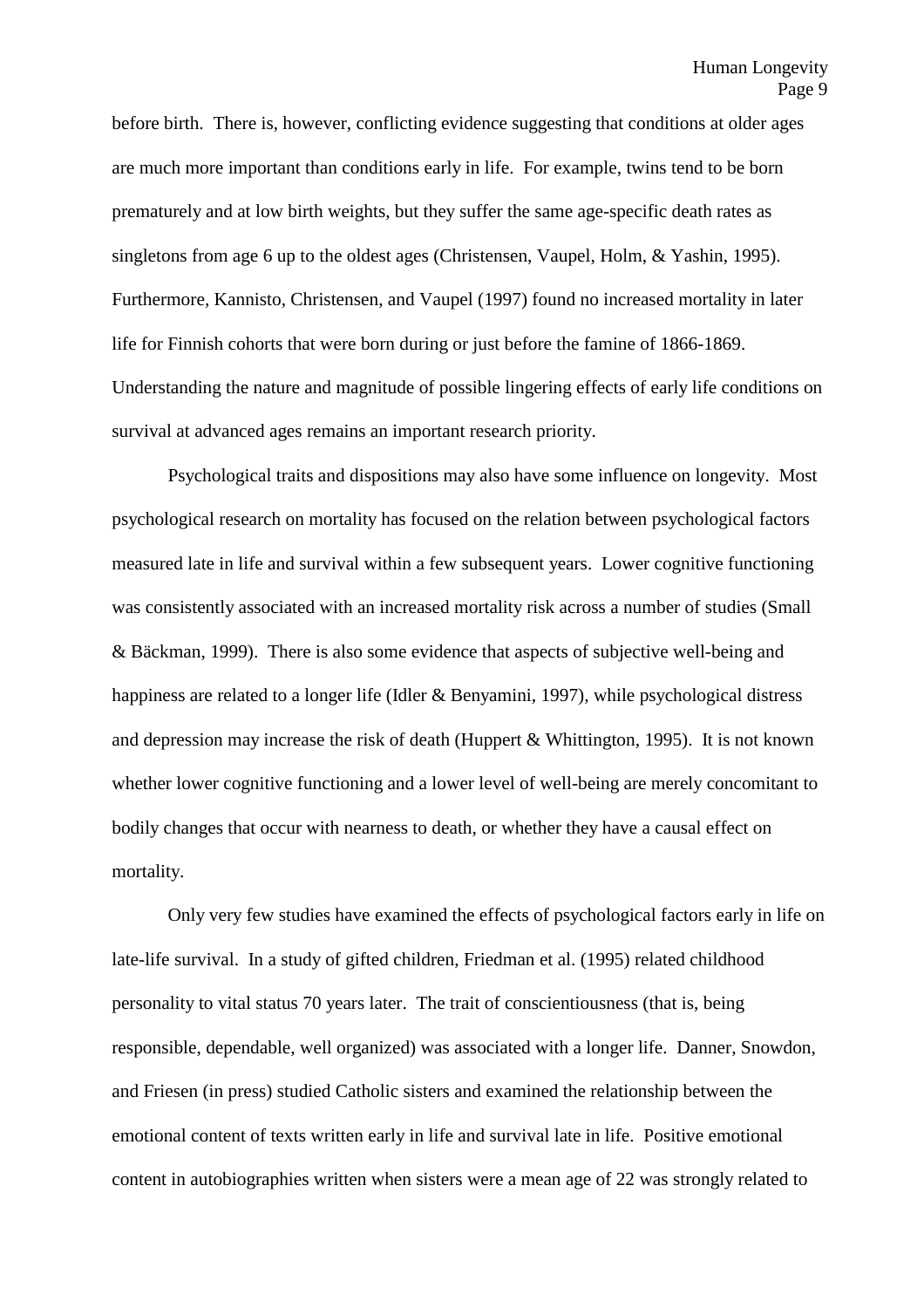before birth. There is, however, conflicting evidence suggesting that conditions at older ages are much more important than conditions early in life. For example, twins tend to be born prematurely and at low birth weights, but they suffer the same age-specific death rates as singletons from age 6 up to the oldest ages (Christensen, Vaupel, Holm, & Yashin, 1995). Furthermore, Kannisto, Christensen, and Vaupel (1997) found no increased mortality in later life for Finnish cohorts that were born during or just before the famine of 1866-1869. Understanding the nature and magnitude of possible lingering effects of early life conditions on survival at advanced ages remains an important research priority.

Psychological traits and dispositions may also have some influence on longevity. Most psychological research on mortality has focused on the relation between psychological factors measured late in life and survival within a few subsequent years. Lower cognitive functioning was consistently associated with an increased mortality risk across a number of studies (Small & Bäckman, 1999). There is also some evidence that aspects of subjective well-being and happiness are related to a longer life (Idler & Benyamini, 1997), while psychological distress and depression may increase the risk of death (Huppert & Whittington, 1995). It is not known whether lower cognitive functioning and a lower level of well-being are merely concomitant to bodily changes that occur with nearness to death, or whether they have a causal effect on mortality.

Only very few studies have examined the effects of psychological factors early in life on late-life survival. In a study of gifted children, Friedman et al. (1995) related childhood personality to vital status 70 years later. The trait of conscientiousness (that is, being responsible, dependable, well organized) was associated with a longer life. Danner, Snowdon, and Friesen (in press) studied Catholic sisters and examined the relationship between the emotional content of texts written early in life and survival late in life. Positive emotional content in autobiographies written when sisters were a mean age of 22 was strongly related to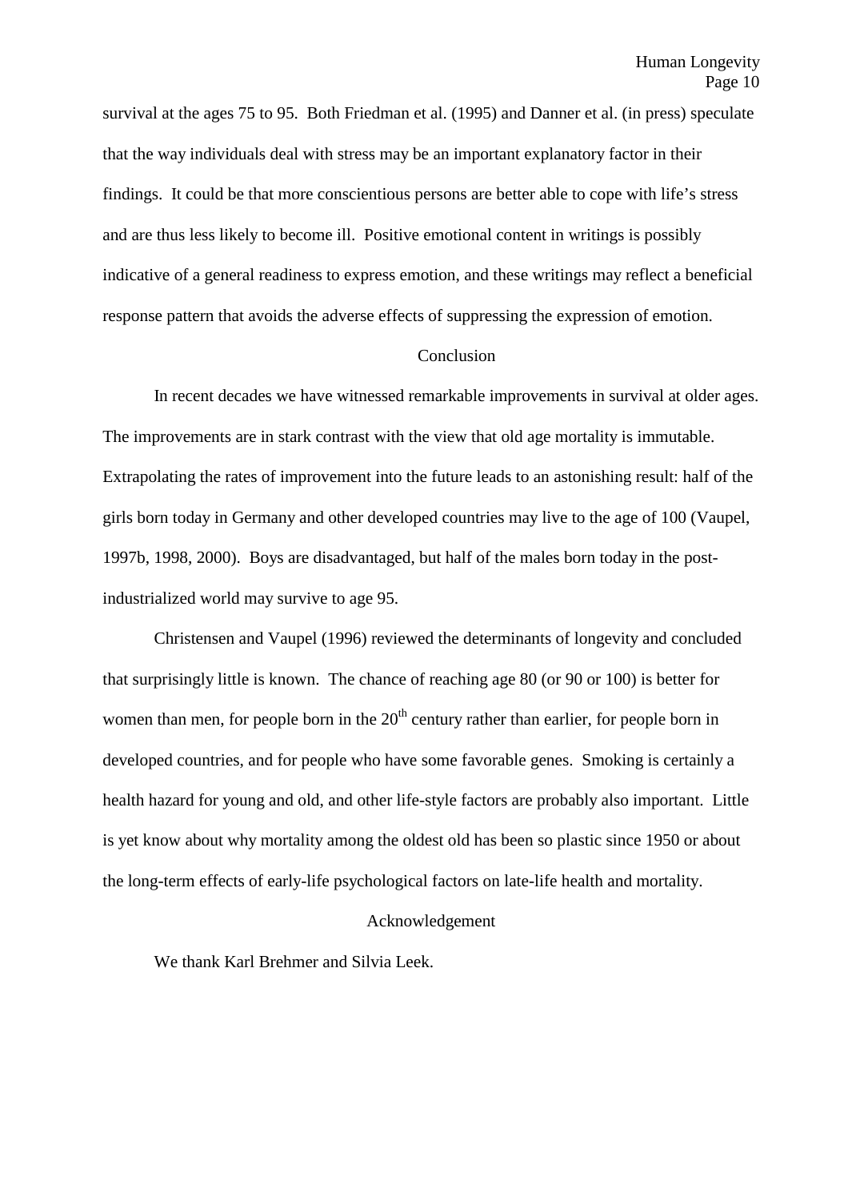survival at the ages 75 to 95. Both Friedman et al. (1995) and Danner et al. (in press) speculate that the way individuals deal with stress may be an important explanatory factor in their findings. It could be that more conscientious persons are better able to cope with life's stress and are thus less likely to become ill. Positive emotional content in writings is possibly indicative of a general readiness to express emotion, and these writings may reflect a beneficial response pattern that avoids the adverse effects of suppressing the expression of emotion.

## Conclusion

In recent decades we have witnessed remarkable improvements in survival at older ages. The improvements are in stark contrast with the view that old age mortality is immutable. Extrapolating the rates of improvement into the future leads to an astonishing result: half of the girls born today in Germany and other developed countries may live to the age of 100 (Vaupel, 1997b, 1998, 2000). Boys are disadvantaged, but half of the males born today in the post-industrialized world may survive to age 95.

Christensen and Vaupel (1996) reviewed the determinants of longevity and concluded that surprisingly little is known. The chance of reaching age 80 (or 90 or 100) is better for women than men, for people born in the 20th century rather than earlier, for people born in developed countries, and for people who have some favorable genes. Smoking is certainly a health hazard for young and old, and other life-style factors are probably also important. Little is yet know about why mortality among the oldest old has been so plastic since 1950 or about the long-term effects of early-life psychological factors on late-life health and mortality.

## Acknowledgement

We thank Karl Brehmer and Silvia Leek.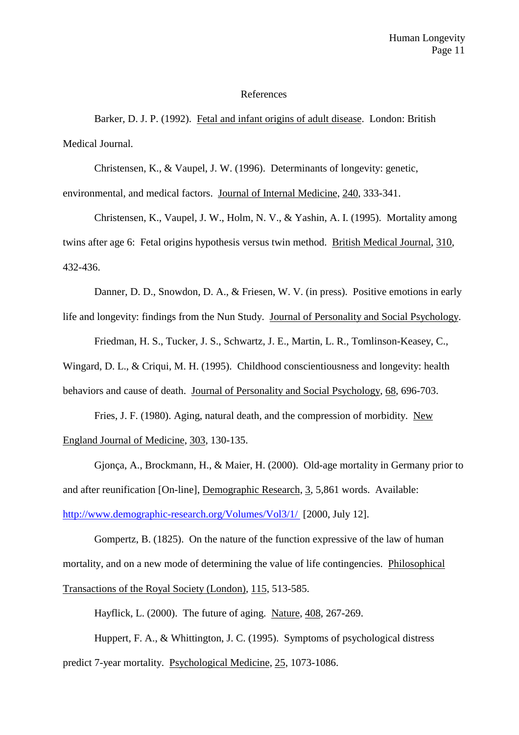# References

Barker, D. J. P. (1992). Fetal and infant origins of adult disease. London: British Medical Journal.

Christensen, K., & Vaupel, J. W. (1996). Determinants of longevity: genetic, environmental, and medical factors. Journal of Internal Medicine, 240, 333-341.

Christensen, K., Vaupel, J. W., Holm, N. V., & Yashin, A. I. (1995). Mortality among twins after age 6: Fetal origins hypothesis versus twin method. British Medical Journal, 310, 432-436.

Danner, D. D., Snowdon, D. A., & Friesen, W. V. (in press). Positive emotions in early life and longevity: findings from the Nun Study. Journal of Personality and Social Psychology.

Friedman, H. S., Tucker, J. S., Schwartz, J. E., Martin, L. R., Tomlinson-Keasey, C., Wingard, D. L., & Criqui, M. H. (1995). Childhood conscientiousness and longevity: health behaviors and cause of death. Journal of Personality and Social Psychology, 68, 696-703.

Fries, J. F. (1980). Aging, natural death, and the compression of morbidity. New England Journal of Medicine, 303, 130-135.

Gjonça, A., Brockmann, H., & Maier, H. (2000). Old-age mortality in Germany prior to and after reunification [On-line], Demographic Research, 3, 5,861 words. Available: http://www.demographic-research.org/Volumes/Vol3/1/ [2000, July 12].

Gompertz, B. (1825). On the nature of the function expressive of the law of human mortality, and on a new mode of determining the value of life contingencies. Philosophical Transactions of the Royal Society (London), 115, 513-585.

Hayflick, L. (2000). The future of aging. Nature, 408, 267-269.

Huppert, F. A., & Whittington, J. C. (1995). Symptoms of psychological distress predict 7-year mortality. Psychological Medicine, 25, 1073-1086.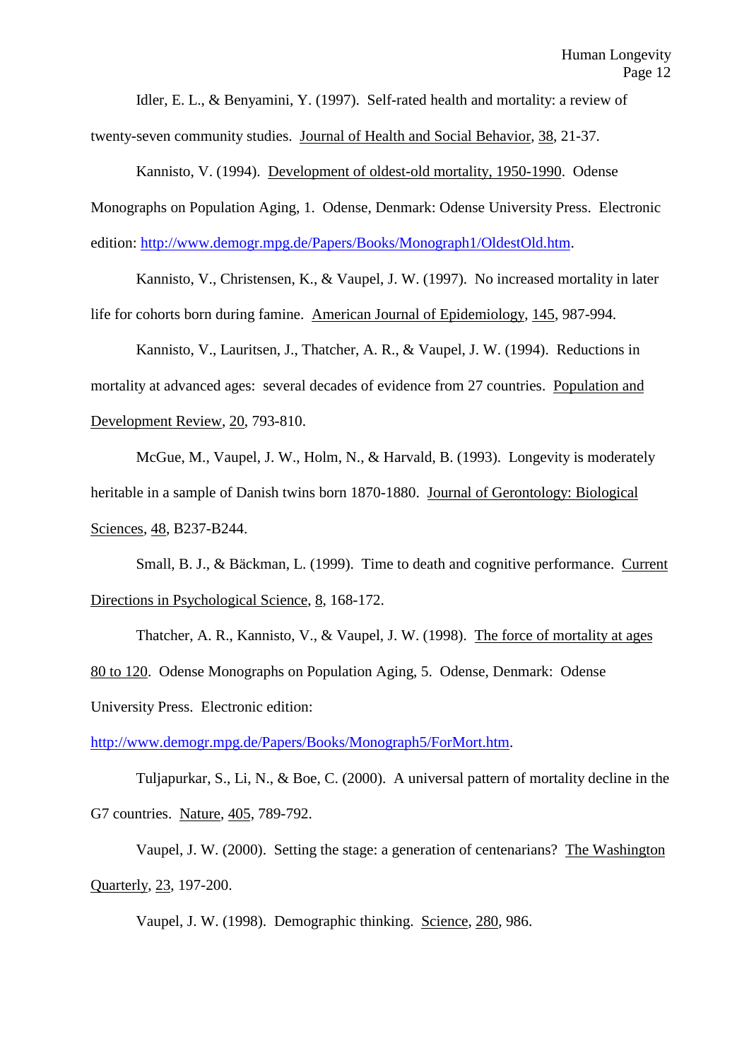Idler, E. L., & Benyamini, Y. (1997). Self-rated health and mortality: a review of twenty-seven community studies. Journal of Health and Social Behavior, 38, 21-37.

Kannisto, V. (1994). Development of oldest-old mortality, 1950-1990. Odense Monographs on Population Aging, 1. Odense, Denmark: Odense University Press. Electronic edition: http://www.demogr.mpg.de/Papers/Books/Monograph1/OldestOld.htm.

Kannisto, V., Christensen, K., & Vaupel, J. W. (1997). No increased mortality in later life for cohorts born during famine. American Journal of Epidemiology, 145, 987-994.

Kannisto, V., Lauritsen, J., Thatcher, A. R., & Vaupel, J. W. (1994). Reductions in mortality at advanced ages: several decades of evidence from 27 countries. Population and Development Review, 20, 793-810.

McGue, M., Vaupel, J. W., Holm, N., & Harvald, B. (1993). Longevity is moderately heritable in a sample of Danish twins born 1870-1880. Journal of Gerontology: Biological Sciences, 48, B237-B244.

Small, B. J., & Bäckman, L. (1999). Time to death and cognitive performance. Current Directions in Psychological Science, 8, 168-172.

Thatcher, A. R., Kannisto, V., & Vaupel, J. W. (1998). The force of mortality at ages 80 to 120. Odense Monographs on Population Aging, 5. Odense, Denmark: Odense University Press. Electronic edition: http://www.demogr.mpg.de/Papers/Books/Monograph5/ForMort.htm.

Tuljapurkar, S., Li, N., & Boe, C. (2000). A universal pattern of mortality decline in the G7 countries. Nature, 405, 789-792.

Vaupel, J. W. (2000). Setting the stage: a generation of centenarians? The Washington Quarterly, 23, 197-200.

Vaupel, J. W. (1998). Demographic thinking. Science, 280, 986.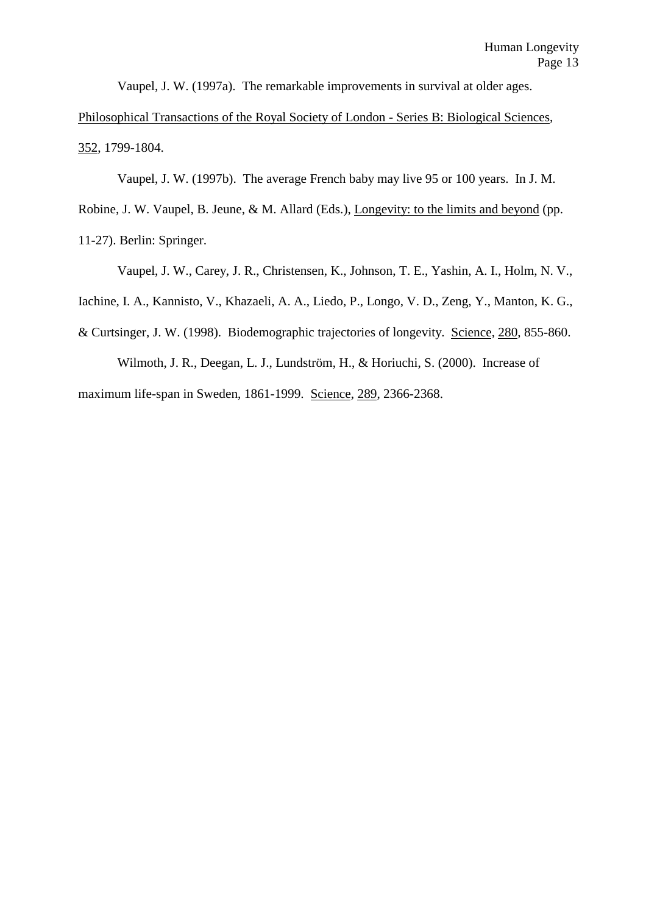Vaupel, J. W. (1997a). The remarkable improvements in survival at older ages. Philosophical Transactions of the Royal Society of London - Series B: Biological Sciences, 352, 1799-1804.

Vaupel, J. W. (1997b). The average French baby may live 95 or 100 years. In J. M. Robine, J. W. Vaupel, B. Jeune, & M. Allard (Eds.), Longevity: to the limits and beyond (pp. 11-27). Berlin: Springer.

Vaupel, J. W., Carey, J. R., Christensen, K., Johnson, T. E., Yashin, A. I., Holm, N. V., Iachine, I. A., Kannisto, V., Khazaeli, A. A., Liedo, P., Longo, V. D., Zeng, Y., Manton, K. G., & Curtsinger, J. W. (1998). Biodemographic trajectories of longevity. Science, 280, 855-860.

Wilmoth, J. R., Deegan, L. J., Lundström, H., & Horiuchi, S. (2000). Increase of maximum life-span in Sweden, 1861-1999. Science, 289, 2366-2368.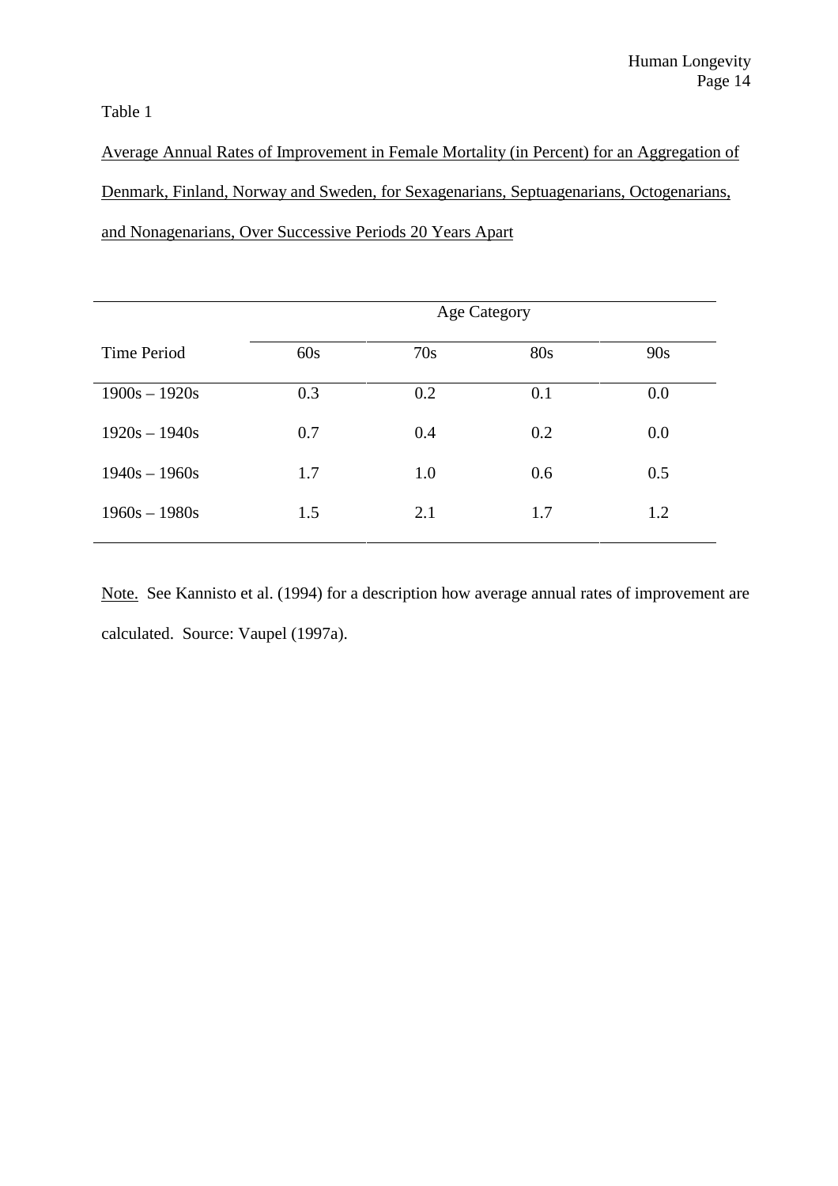Table 1

Average Annual Rates of Improvement in Female Mortality (in Percent) for an Aggregation of Denmark, Finland, Norway and Sweden, for Sexagenarians, Septuagenarians, Octogenarians, and Nonagenarians, Over Successive Periods 20 Years Apart

| | Age Category | | | |
|---|---|---|---|---|
| Time Period | 60s | 70s | 80s | 90s |
| 1900s – 1920s | 0.3 | 0.2 | 0.1 | 0.0 |
| 1920s – 1940s | 0.7 | 0.4 | 0.2 | 0.0 |
| 1940s – 1960s | 1.7 | 1.0 | 0.6 | 0.5 |
| 1960s – 1980s | 1.5 | 2.1 | 1.7 | 1.2 |

Note. See Kannisto et al. (1994) for a description how average annual rates of improvement are calculated. Source: Vaupel (1997a).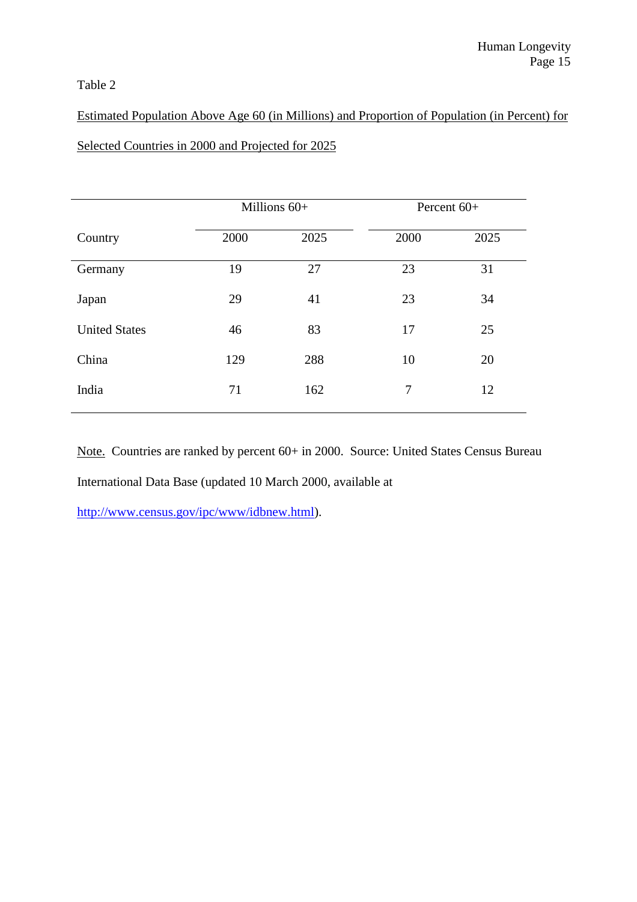Table 2

Estimated Population Above Age 60 (in Millions) and Proportion of Population (in Percent) for Selected Countries in 2000 and Projected for 2025

| | Millions 60+ | | Percent 60+ | |
|---|---|---|---|---|
| Country | 2000 | 2025 | 2000 | 2025 |
| Germany | 19 | 27 | 23 | 31 |
| Japan | 29 | 41 | 23 | 34 |
| United States | 46 | 83 | 17 | 25 |
| China | 129 | 288 | 10 | 20 |
| India | 71 | 162 | 7 | 12 |

Note. Countries are ranked by percent 60+ in 2000. Source: United States Census Bureau International Data Base (updated 10 March 2000, available at http://www.census.gov/ipc/www/idbnew.html).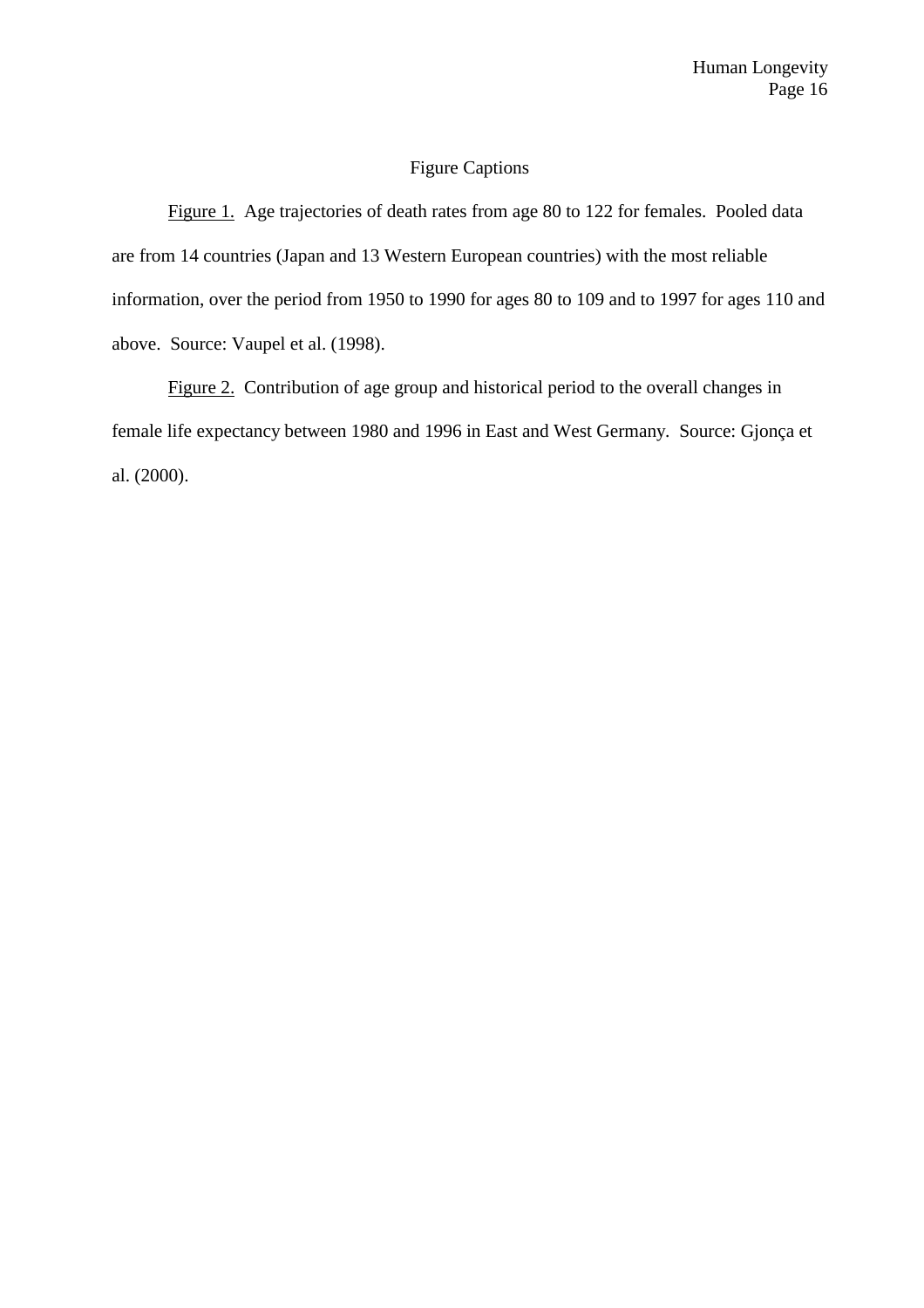# Figure Captions

<u>Figure 1.</u> Age trajectories of death rates from age 80 to 122 for females. Pooled data are from 14 countries (Japan and 13 Western European countries) with the most reliable information, over the period from 1950 to 1990 for ages 80 to 109 and to 1997 for ages 110 and above. Source: Vaupel et al. (1998).

<u>Figure 2.</u> Contribution of age group and historical period to the overall changes in female life expectancy between 1980 and 1996 in East and West Germany. Source: Gjonça et al. (2000).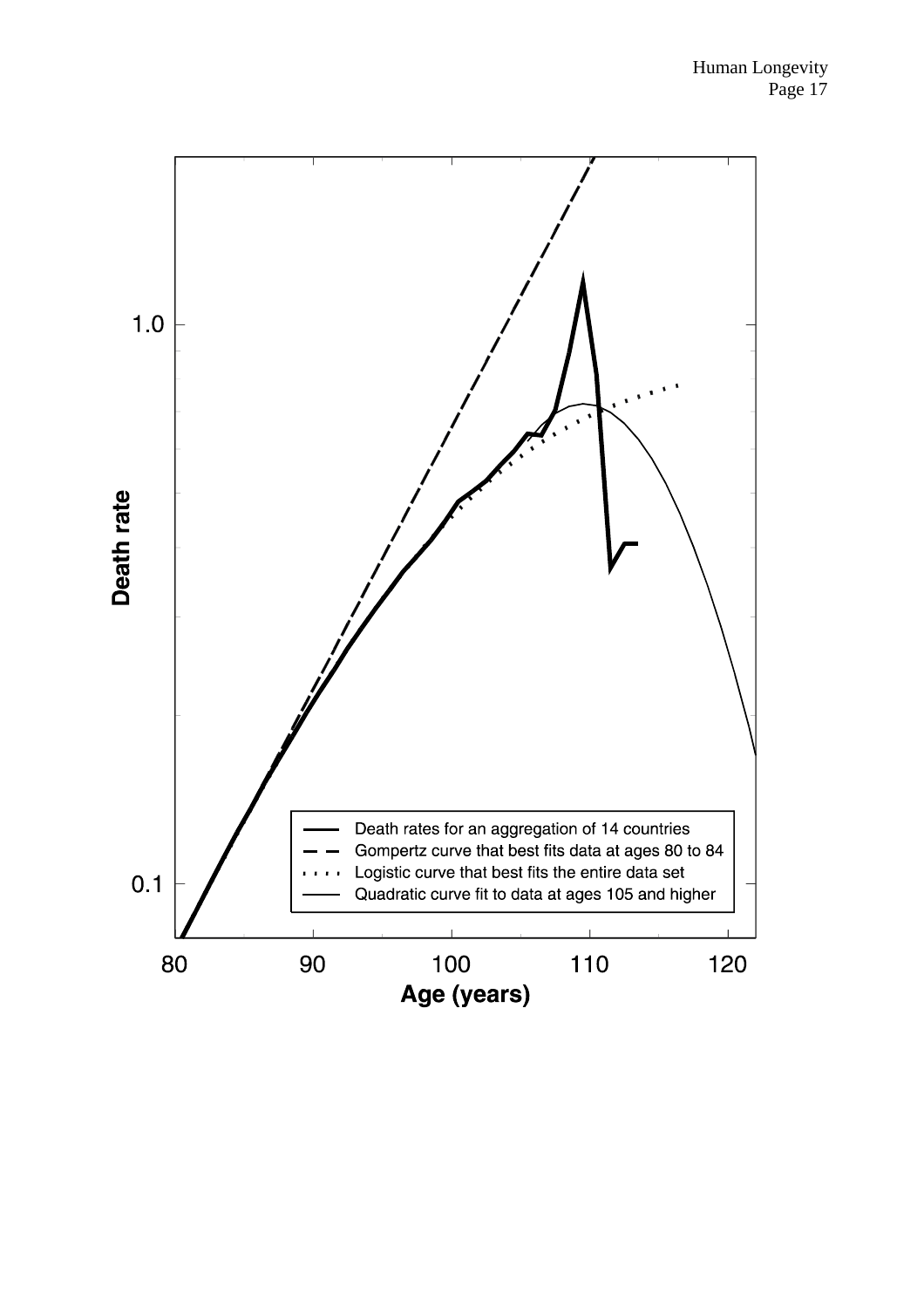Death rate

1.0

0.1

- Death rates for an aggregation of 14 countries
- Gompertz curve that best fits data at ages 80 to 84
- Logistic curve that best fits the entire data set
- Quadratic curve fit to data at ages 105 and higher

80 90 100 110 120

Age (years)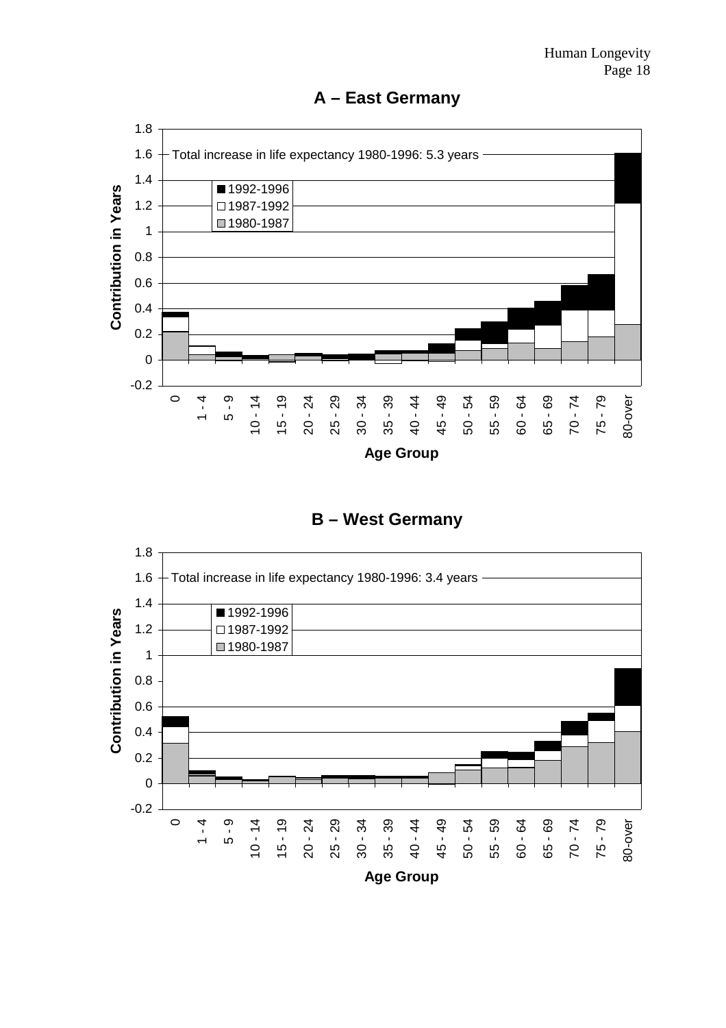## A – East Germany

Total increase in life expectancy 1980-1996: 5.3 years

1992-1996
1987-1992
1980-1987

Contribution in Years

1.8
1.6
1.4
1.2
1
0.8
0.6
0.4
0.2
0
-0.2

0
1 - 4
5 - 9
10 - 14
15 - 19
20 - 24
25 - 29
30 - 34
35 - 39
40 - 44
45 - 49
50 - 54
55 - 59
60 - 64
65 - 69
70 - 74
75 - 79
80-over

Age Group

## B – West Germany

Total increase in life expectancy 1980-1996: 3.4 years

1992-1996
1987-1992
1980-1987

Contribution in Years

1.8
1.6
1.4
1.2
1
0.8
0.6
0.4
0.2
0
-0.2

0
1 - 4
5 - 9
10 - 14
15 - 19
20 - 24
25 - 29
30 - 34
35 - 39
40 - 44
45 - 49
50 - 54
55 - 59
60 - 64
65 - 69
70 - 74
75 - 79
80-over

Age Group